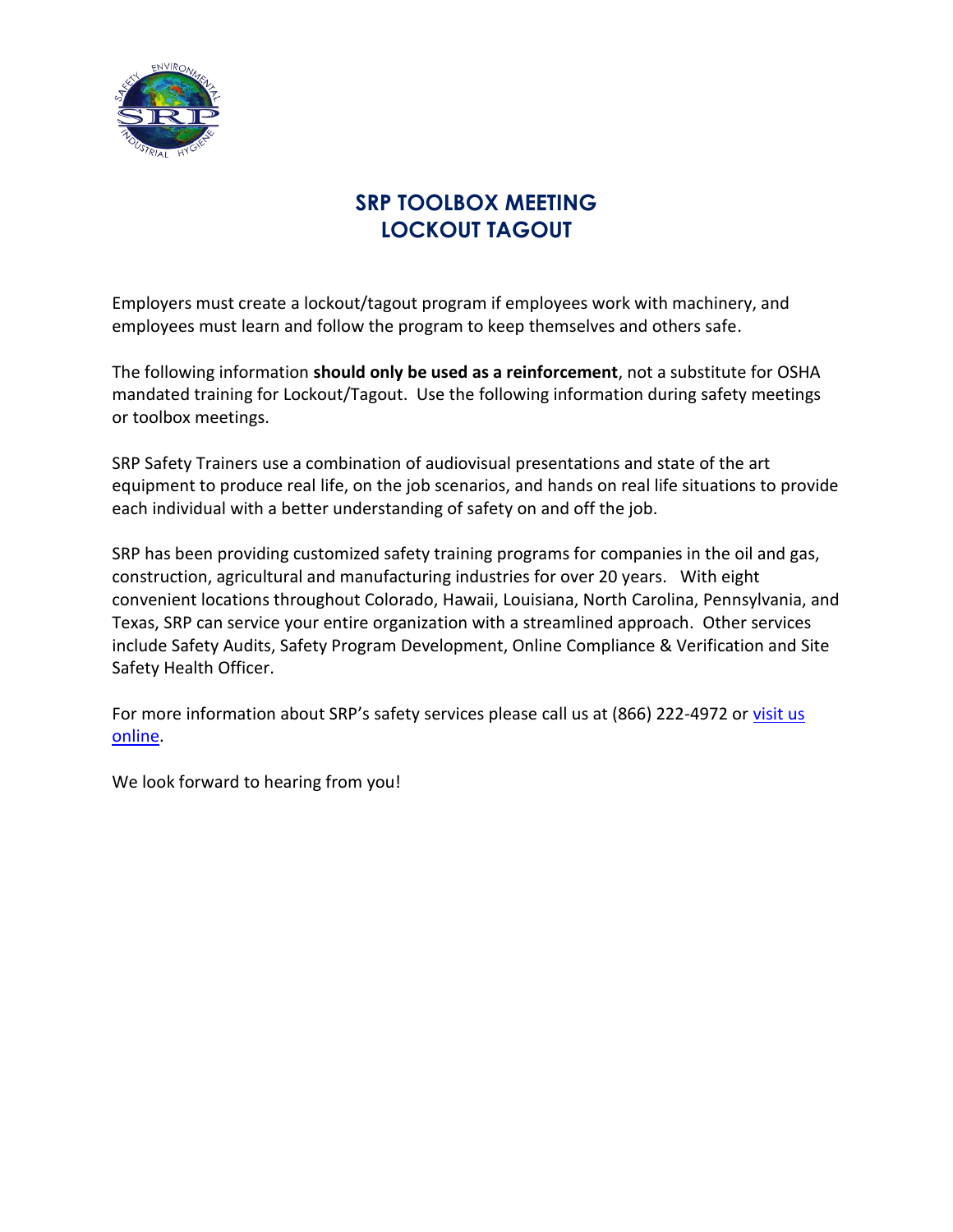# SRP TOOLBOX MEETING
# LOCKOUT TAGOUT

Employers must create a lockout/tagout program if employees work with machinery, and employees must learn and follow the program to keep themselves and others safe.

The following information **should only be used as a reinforcement**, not a substitute for OSHA mandated training for Lockout/Tagout. Use the following information during safety meetings or toolbox meetings.

SRP Safety Trainers use a combination of audiovisual presentations and state of the art equipment to produce real life, on the job scenarios, and hands on real life situations to provide each individual with a better understanding of safety on and off the job.

SRP has been providing customized safety training programs for companies in the oil and gas, construction, agricultural and manufacturing industries for over 20 years. With eight convenient locations throughout Colorado, Hawaii, Louisiana, North Carolina, Pennsylvania, and Texas, SRP can service your entire organization with a streamlined approach. Other services include Safety Audits, Safety Program Development, Online Compliance & Verification and Site Safety Health Officer.

For more information about SRP's safety services please call us at (866) 222-4972 or visit us online.

We look forward to hearing from you!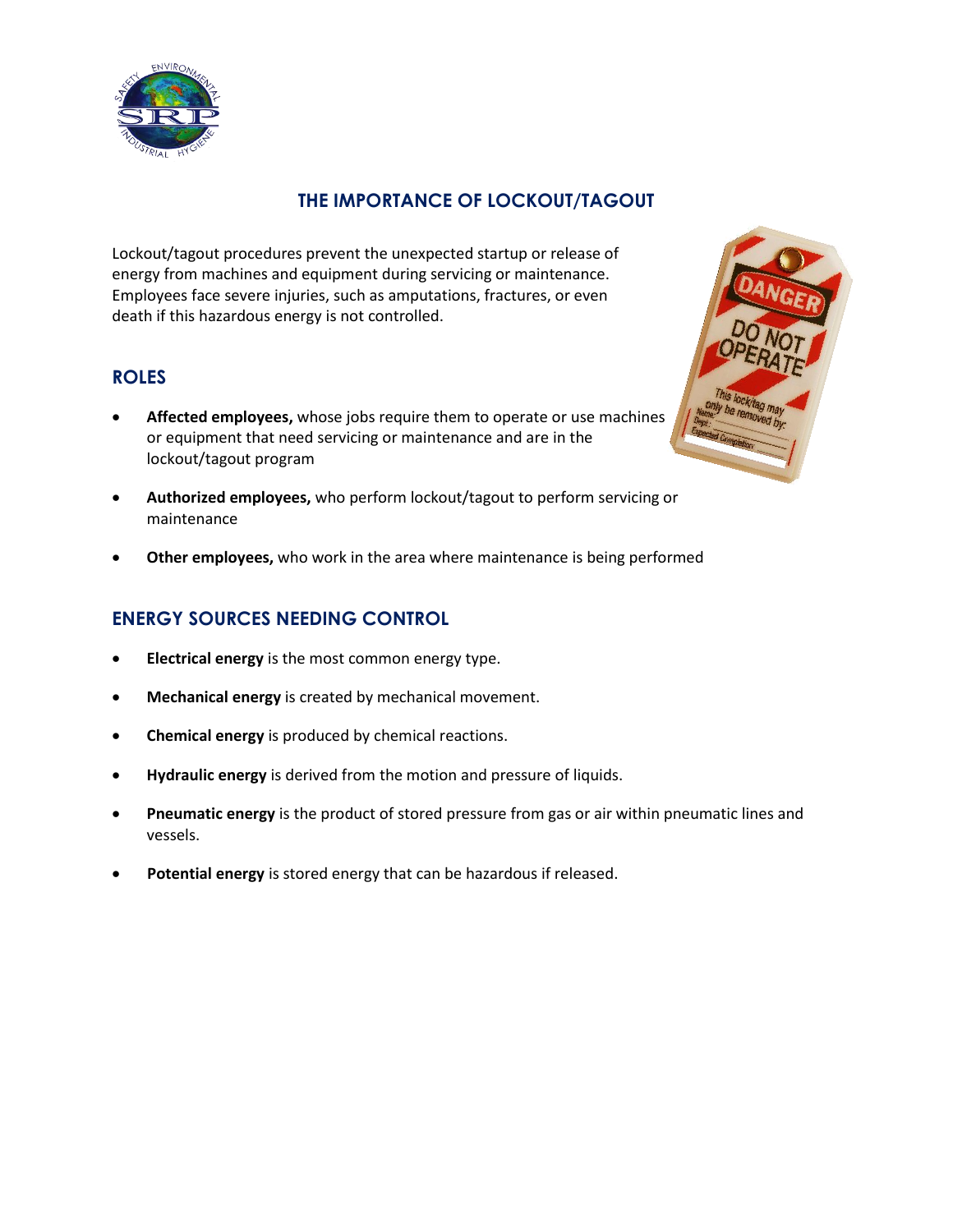# THE IMPORTANCE OF LOCKOUT/TAGOUT

Lockout/tagout procedures prevent the unexpected startup or release of energy from machines and equipment during servicing or maintenance. Employees face severe injuries, such as amputations, fractures, or even death if this hazardous energy is not controlled.

## ROLES

- **Affected employees,** whose jobs require them to operate or use machines or equipment that need servicing or maintenance and are in the lockout/tagout program
- **Authorized employees,** who perform lockout/tagout to perform servicing or maintenance
- **Other employees,** who work in the area where maintenance is being performed

## ENERGY SOURCES NEEDING CONTROL

- **Electrical energy** is the most common energy type.
- **Mechanical energy** is created by mechanical movement.
- **Chemical energy** is produced by chemical reactions.
- **Hydraulic energy** is derived from the motion and pressure of liquids.
- **Pneumatic energy** is the product of stored pressure from gas or air within pneumatic lines and vessels.
- **Potential energy** is stored energy that can be hazardous if released.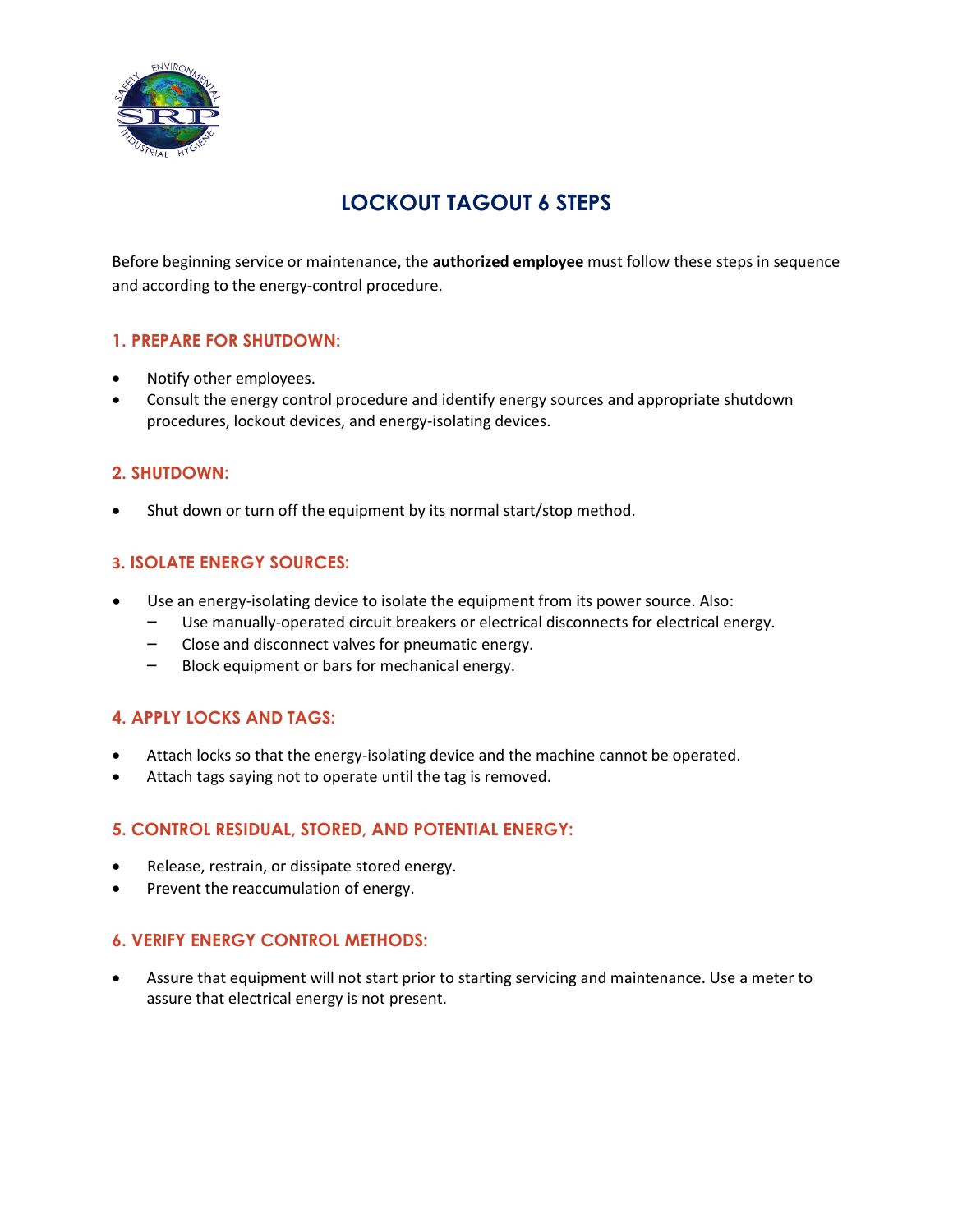# LOCKOUT TAGOUT 6 STEPS

Before beginning service or maintenance, the **authorized employee** must follow these steps in sequence and according to the energy-control procedure.

## 1. PREPARE FOR SHUTDOWN:

- Notify other employees.
- Consult the energy control procedure and identify energy sources and appropriate shutdown procedures, lockout devices, and energy-isolating devices.

## 2. SHUTDOWN:

- Shut down or turn off the equipment by its normal start/stop method.

## 3. ISOLATE ENERGY SOURCES:

- Use an energy-isolating device to isolate the equipment from its power source. Also:
  - Use manually-operated circuit breakers or electrical disconnects for electrical energy.
  - Close and disconnect valves for pneumatic energy.
  - Block equipment or bars for mechanical energy.

## 4. APPLY LOCKS AND TAGS:

- Attach locks so that the energy-isolating device and the machine cannot be operated.
- Attach tags saying not to operate until the tag is removed.

## 5. CONTROL RESIDUAL, STORED, AND POTENTIAL ENERGY:

- Release, restrain, or dissipate stored energy.
- Prevent the reaccumulation of energy.

## 6. VERIFY ENERGY CONTROL METHODS:

- Assure that equipment will not start prior to starting servicing and maintenance. Use a meter to assure that electrical energy is not present.